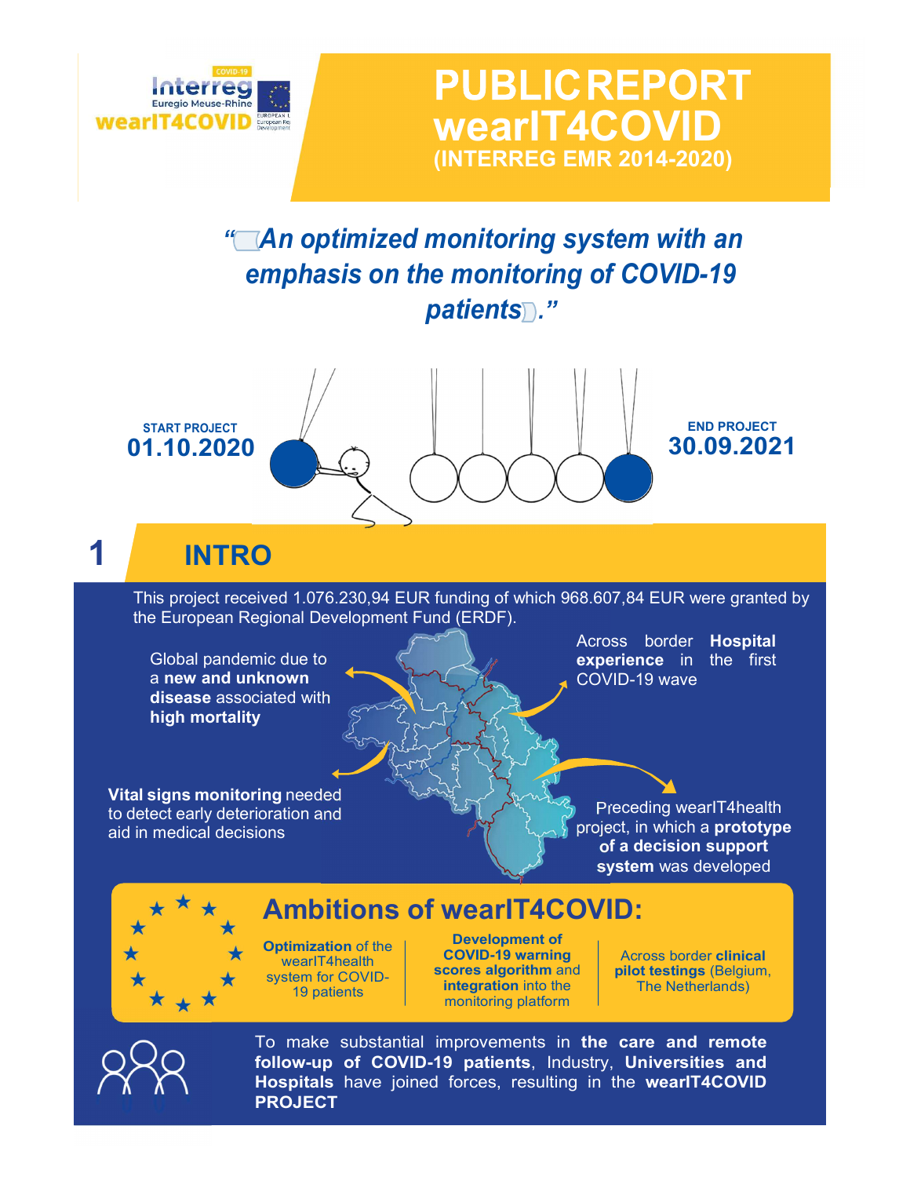# PUBLIC REPORT wearIT4COVID

**(INTERREG EMR 2014-2020)**

Interreg Euregio Meuse-Rhine COVID-19 wearIT4COVID

*"An optimized monitoring system with an emphasis on the monitoring of COVID-19 patients."*

**START PROJECT**
**01.10.2020**

**END PROJECT**
**30.09.2021**

## 1 INTRO

This project received 1.076.230,94 EUR funding of which 968.607,84 EUR were granted by the European Regional Development Fund (ERDF).

Global pandemic due to a **new and unknown disease** associated with **high mortality**

Across border **Hospital experience** in the first COVID-19 wave

**Vital signs monitoring** needed to detect early deterioration and aid in medical decisions

Preceding wearIT4health project, in which a **prototype of a decision support system** was developed

## Ambitions of wearIT4COVID:

- **Optimization** of the wearIT4health system for COVID-19 patients
- **Development of COVID-19 warning scores algorithm** and **integration** into the monitoring platform
- Across border **clinical pilot testings** (Belgium, The Netherlands)

To make substantial improvements in **the care and remote follow-up of COVID-19 patients**, Industry, **Universities and Hospitals** have joined forces, resulting in the **wearIT4COVID PROJECT**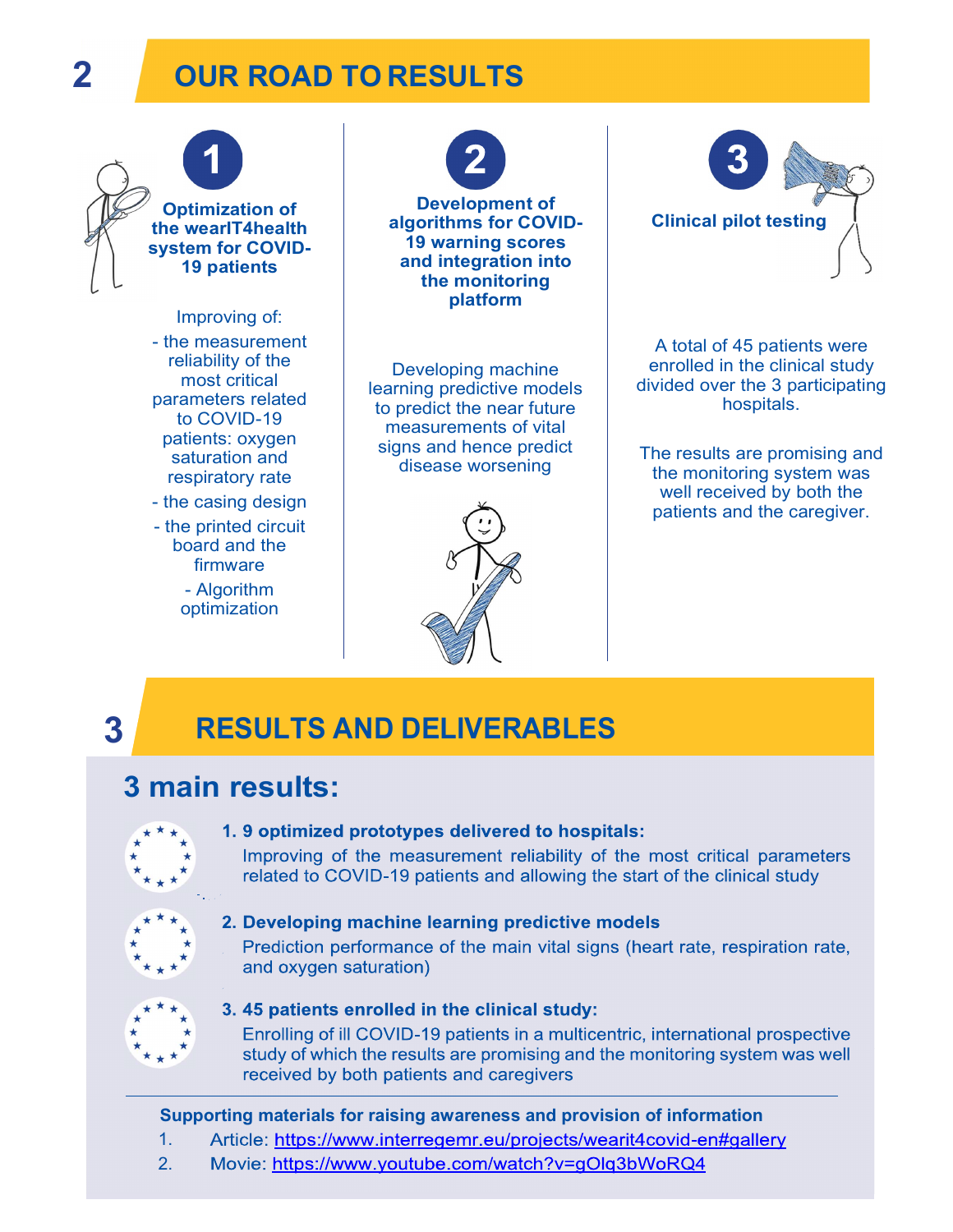## 2 OUR ROAD TO RESULTS

### 1. Optimization of the wearIT4health system for COVID-19 patients

Improving of:

- the measurement reliability of the most critical parameters related to COVID-19 patients: oxygen saturation and respiratory rate
- the casing design
- the printed circuit board and the firmware
- Algorithm optimization

### 2. Development of algorithms for COVID-19 warning scores and integration into the monitoring platform

Developing machine learning predictive models to predict the near future measurements of vital signs and hence predict disease worsening

### 3. Clinical pilot testing

A total of 45 patients were enrolled in the clinical study divided over the 3 participating hospitals.

The results are promising and the monitoring system was well received by both the patients and the caregiver.

## 3 RESULTS AND DELIVERABLES

### 3 main results:

1. **9 optimized prototypes delivered to hospitals:**
   Improving of the measurement reliability of the most critical parameters related to COVID-19 patients and allowing the start of the clinical study
2. **Developing machine learning predictive models**
   Prediction performance of the main vital signs (heart rate, respiration rate, and oxygen saturation)
3. **45 patients enrolled in the clinical study:**
   Enrolling of ill COVID-19 patients in a multicentric, international prospective study of which the results are promising and the monitoring system was well received by both patients and caregivers

---

**Supporting materials for raising awareness and provision of information**

1. Article: https://www.interregemr.eu/projects/wearit4covid-en#gallery
2. Movie: https://www.youtube.com/watch?v=gOlq3bWoRQ4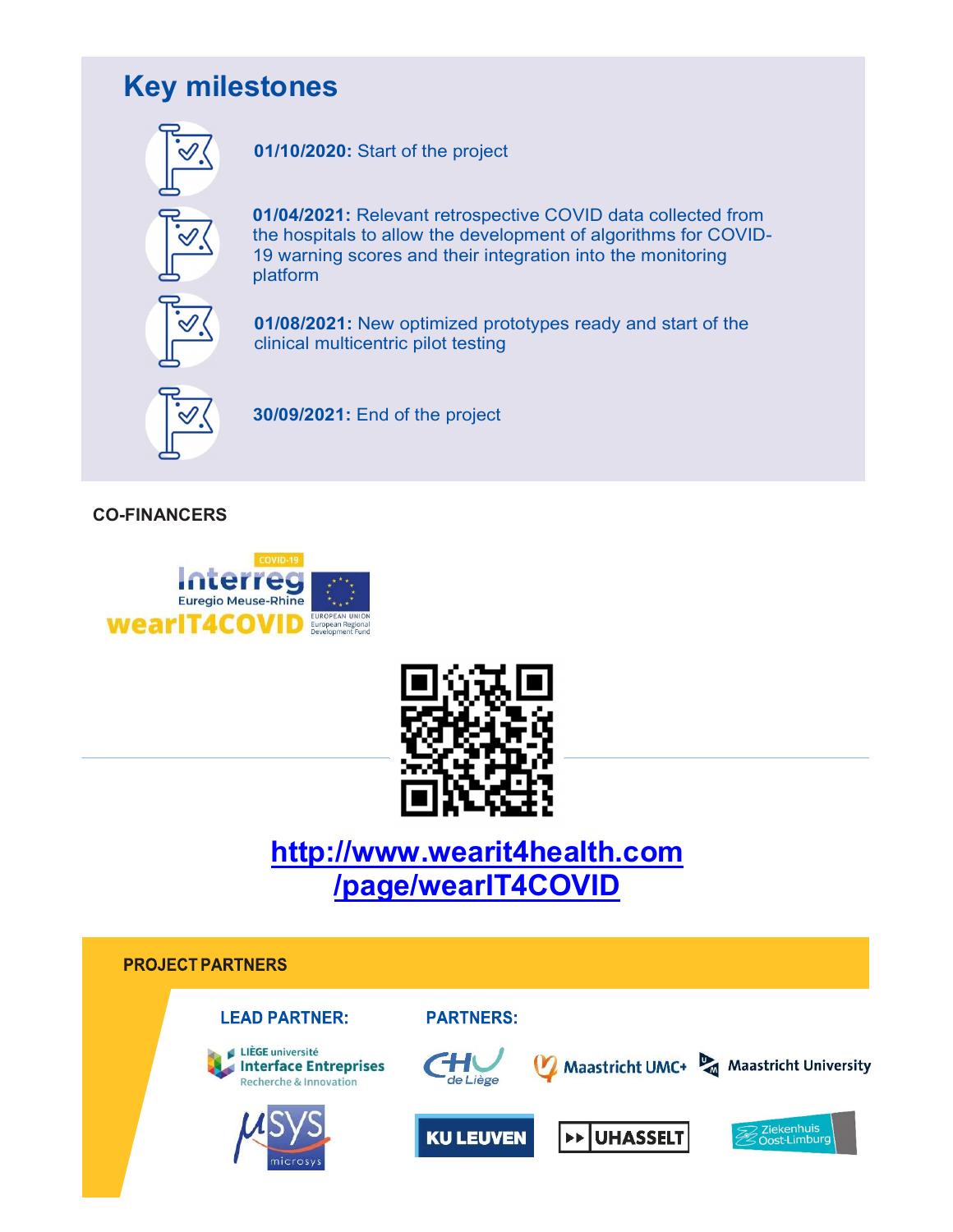## Key milestones

**01/10/2020:** Start of the project

**01/04/2021:** Relevant retrospective COVID data collected from the hospitals to allow the development of algorithms for COVID-19 warning scores and their integration into the monitoring platform

**01/08/2021:** New optimized prototypes ready and start of the clinical multicentric pilot testing

**30/09/2021:** End of the project

**CO-FINANCERS**

COVID-19
Interreg
Euregio Meuse-Rhine
wearIT4COVID
EUROPEAN UNION
European Regional Development Fund

http://www.wearit4health.com/page/wearIT4COVID

**PROJECT PARTNERS**

**LEAD PARTNER:**

LIÈGE université Interface Entreprises Recherche & Innovation

μSYS microsys

**PARTNERS:**

CHU de Liège

Maastricht UMC+

Maastricht University

KU LEUVEN

UHASSELT

Ziekenhuis Oost-Limburg